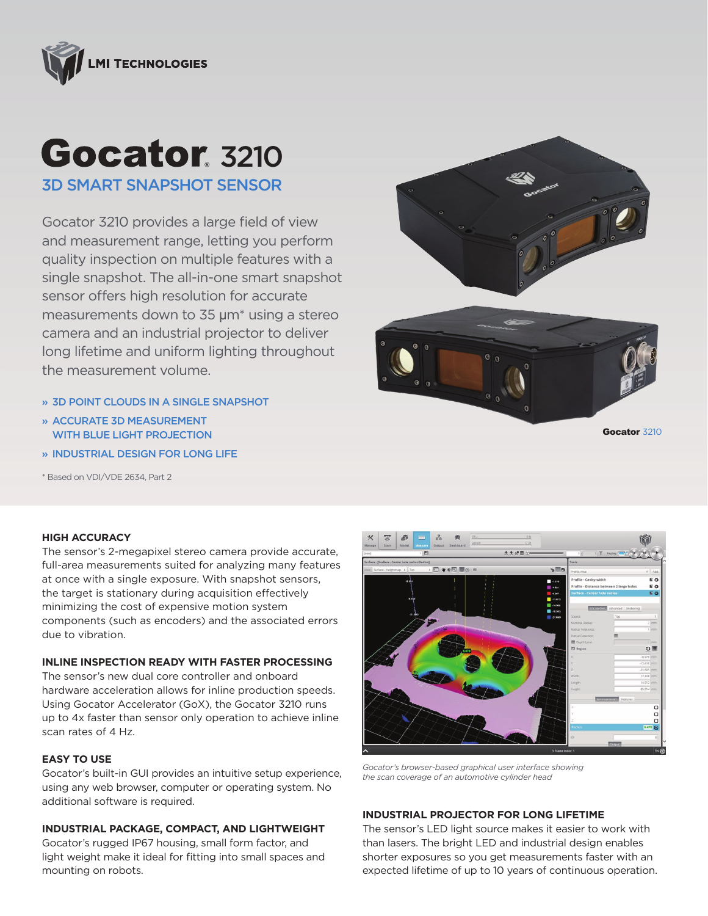LMI TECHNOLOGIES

# Gocator 3210

## 3D SMART SNAPSHOT SENSOR

Gocator 3210 provides a large field of view and measurement range, letting you perform quality inspection on multiple features with a single snapshot. The all-in-one smart snapshot sensor offers high resolution for accurate measurements down to 35 µm* using a stereo camera and an industrial projector to deliver long lifetime and uniform lighting throughout the measurement volume.

- » 3D POINT CLOUDS IN A SINGLE SNAPSHOT
- » ACCURATE 3D MEASUREMENT WITH BLUE LIGHT PROJECTION
- » INDUSTRIAL DESIGN FOR LONG LIFE

\* Based on VDI/VDE 2634, Part 2

**Gocator** 3210

### HIGH ACCURACY

The sensor's 2-megapixel stereo camera provide accurate, full-area measurements suited for analyzing many features at once with a single exposure. With snapshot sensors, the target is stationary during acquisition effectively minimizing the cost of expensive motion system components (such as encoders) and the associated errors due to vibration.

### INLINE INSPECTION READY WITH FASTER PROCESSING

The sensor's new dual core controller and onboard hardware acceleration allows for inline production speeds. Using Gocator Accelerator (GoX), the Gocator 3210 runs up to 4x faster than sensor only operation to achieve inline scan rates of 4 Hz.

### EASY TO USE

Gocator's built-in GUI provides an intuitive setup experience, using any web browser, computer or operating system. No additional software is required.

### INDUSTRIAL PACKAGE, COMPACT, AND LIGHTWEIGHT

Gocator's rugged IP67 housing, small form factor, and light weight make it ideal for fitting into small spaces and mounting on robots.

*Gocator's browser-based graphical user interface showing the scan coverage of an automotive cylinder head*

### INDUSTRIAL PROJECTOR FOR LONG LIFETIME

The sensor's LED light source makes it easier to work with than lasers. The bright LED and industrial design enables shorter exposures so you get measurements faster with an expected lifetime of up to 10 years of continuous operation.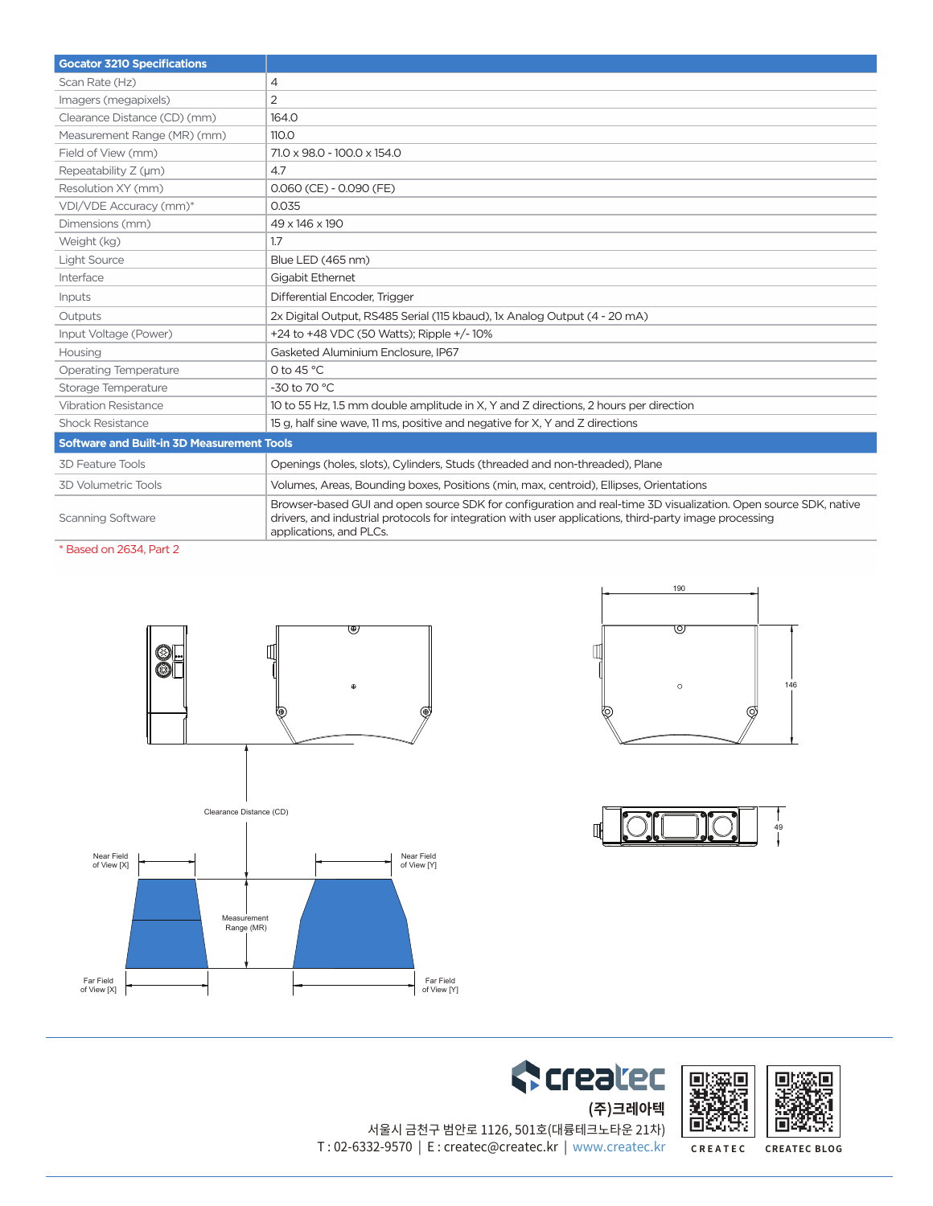| Gocator 3210 Specifications | |
|---|---|
| Scan Rate (Hz) | 4 |
| Imagers (megapixels) | 2 |
| Clearance Distance (CD) (mm) | 164.0 |
| Measurement Range (MR) (mm) | 110.0 |
| Field of View (mm) | 71.0 x 98.0 - 100.0 x 154.0 |
| Repeatability Z (μm) | 4.7 |
| Resolution XY (mm) | 0.060 (CE) - 0.090 (FE) |
| VDI/VDE Accuracy (mm)* | 0.035 |
| Dimensions (mm) | 49 x 146 x 190 |
| Weight (kg) | 1.7 |
| Light Source | Blue LED (465 nm) |
| Interface | Gigabit Ethernet |
| Inputs | Differential Encoder, Trigger |
| Outputs | 2x Digital Output, RS485 Serial (115 kbaud), 1x Analog Output (4 - 20 mA) |
| Input Voltage (Power) | +24 to +48 VDC (50 Watts); Ripple +/- 10% |
| Housing | Gasketed Aluminium Enclosure, IP67 |
| Operating Temperature | 0 to 45 °C |
| Storage Temperature | -30 to 70 °C |
| Vibration Resistance | 10 to 55 Hz, 1.5 mm double amplitude in X, Y and Z directions, 2 hours per direction |
| Shock Resistance | 15 g, half sine wave, 11 ms, positive and negative for X, Y and Z directions |
| **Software and Built-in 3D Measurement Tools** | |
| 3D Feature Tools | Openings (holes, slots), Cylinders, Studs (threaded and non-threaded), Plane |
| 3D Volumetric Tools | Volumes, Areas, Bounding boxes, Positions (min, max, centroid), Ellipses, Orientations |
| Scanning Software | Browser-based GUI and open source SDK for configuration and real-time 3D visualization. Open source SDK, native drivers, and industrial protocols for integration with user applications, third-party image processing applications, and PLCs. |

\* Based on 2634, Part 2

Clearance Distance (CD)

Measurement Range (MR)

Near Field of View [X]

Near Field of View [Y]

Far Field of View [X]

Far Field of View [Y]

190

146

49

(주)크레아텍

서울시 금천구 범안로 1126, 501호(대륭테크노타운 21차)

T : 02-6332-9570 | E : createc@createc.kr | www.createc.kr

CREATEC

CREATEC BLOG